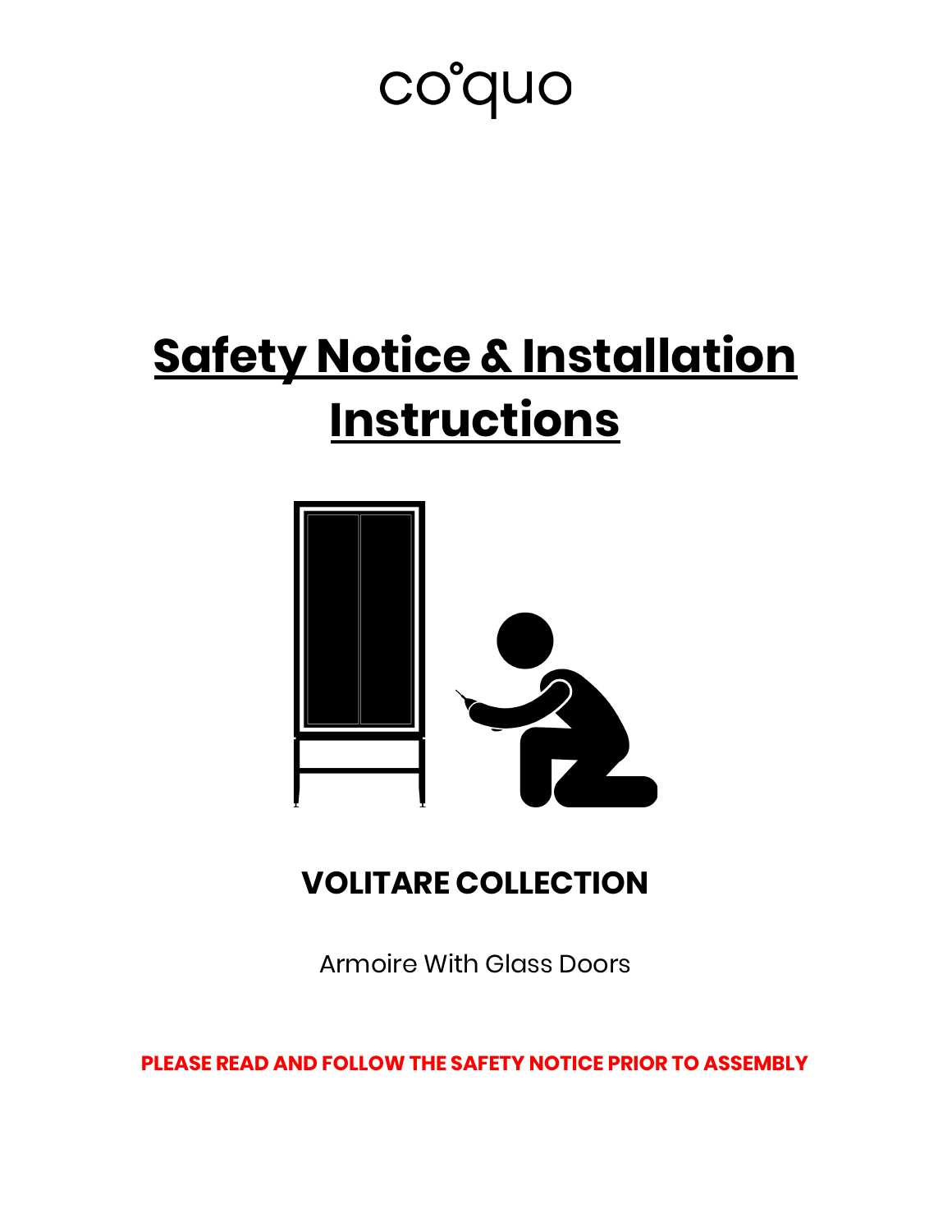co°quo

# Safety Notice & Installation Instructions

## VOLITARE COLLECTION

Armoire With Glass Doors

**PLEASE READ AND FOLLOW THE SAFETY NOTICE PRIOR TO ASSEMBLY**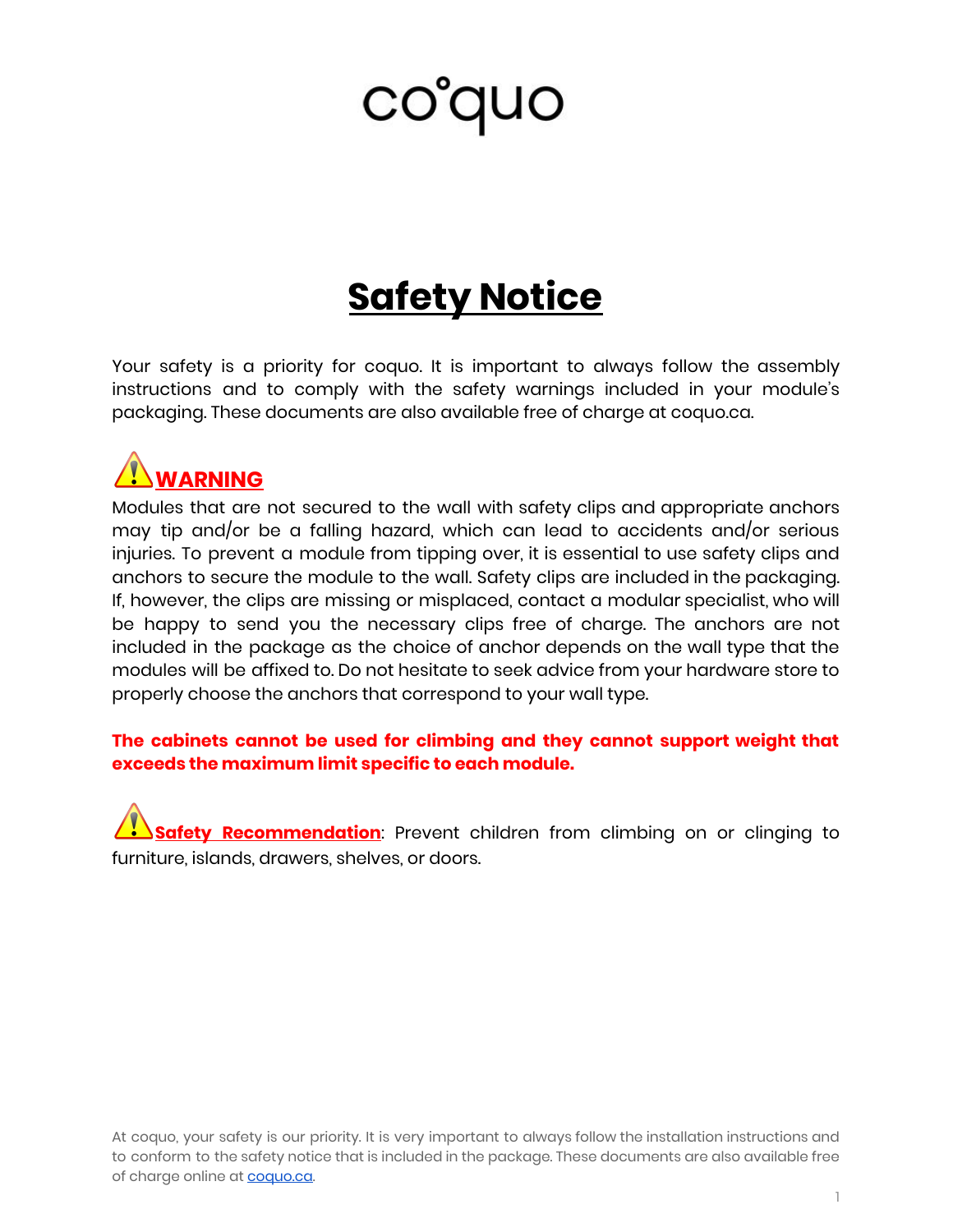coquo

# Safety Notice

Your safety is a priority for coquo. It is important to always follow the assembly instructions and to comply with the safety warnings included in your module's packaging. These documents are also available free of charge at coquo.ca.

## ⚠ WARNING

Modules that are not secured to the wall with safety clips and appropriate anchors may tip and/or be a falling hazard, which can lead to accidents and/or serious injuries. To prevent a module from tipping over, it is essential to use safety clips and anchors to secure the module to the wall. Safety clips are included in the packaging. If, however, the clips are missing or misplaced, contact a modular specialist, who will be happy to send you the necessary clips free of charge. The anchors are not included in the package as the choice of anchor depends on the wall type that the modules will be affixed to. Do not hesitate to seek advice from your hardware store to properly choose the anchors that correspond to your wall type.

**The cabinets cannot be used for climbing and they cannot support weight that exceeds the maximum limit specific to each module.**

⚠ **Safety Recommendation**: Prevent children from climbing on or clinging to furniture, islands, drawers, shelves, or doors.

At coquo, your safety is our priority. It is very important to always follow the installation instructions and to conform to the safety notice that is included in the package. These documents are also available free of charge online at coquo.ca.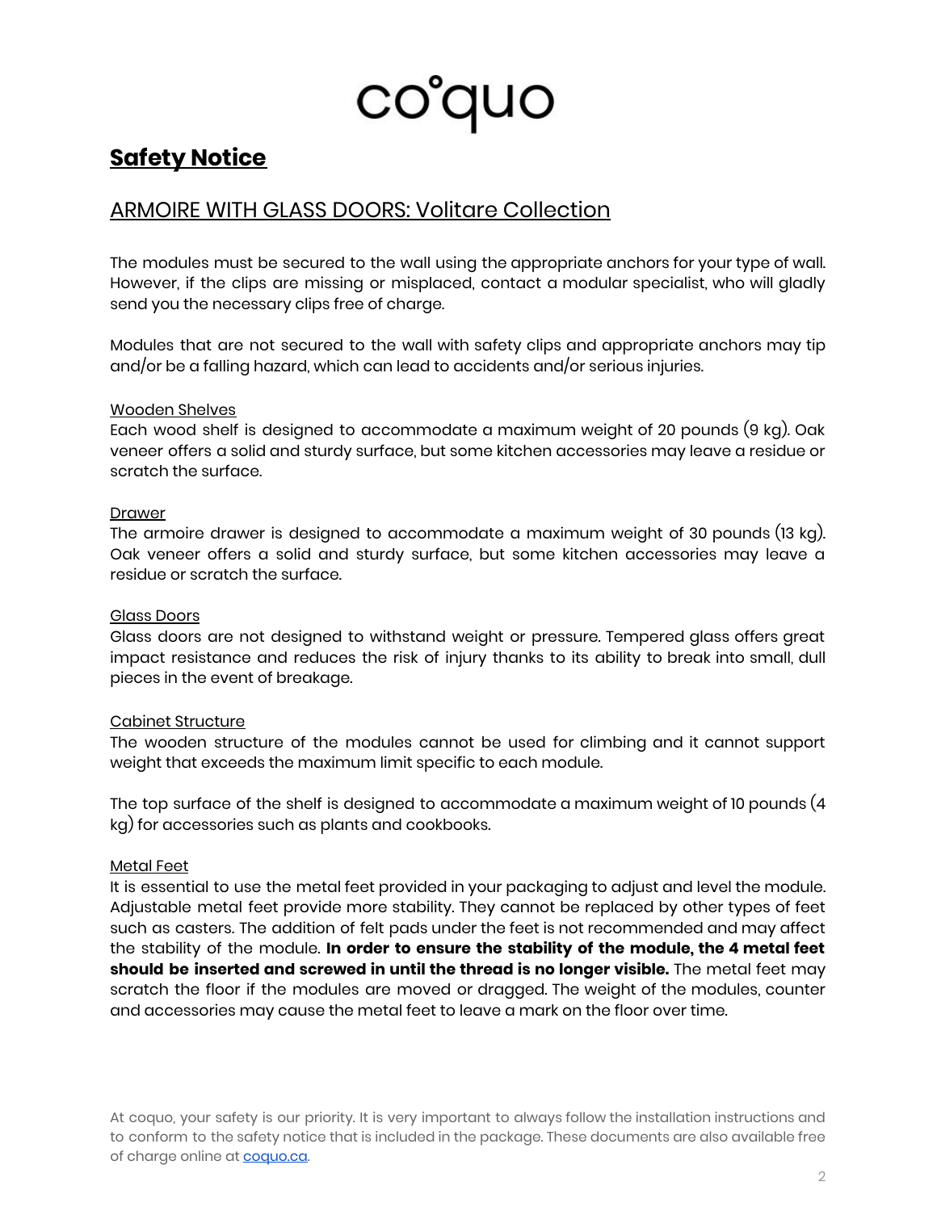# coquo

## Safety Notice

### ARMOIRE WITH GLASS DOORS: Volitare Collection

The modules must be secured to the wall using the appropriate anchors for your type of wall. However, if the clips are missing or misplaced, contact a modular specialist, who will gladly send you the necessary clips free of charge.

Modules that are not secured to the wall with safety clips and appropriate anchors may tip and/or be a falling hazard, which can lead to accidents and/or serious injuries.

Wooden Shelves
Each wood shelf is designed to accommodate a maximum weight of 20 pounds (9 kg). Oak veneer offers a solid and sturdy surface, but some kitchen accessories may leave a residue or scratch the surface.

Drawer
The armoire drawer is designed to accommodate a maximum weight of 30 pounds (13 kg). Oak veneer offers a solid and sturdy surface, but some kitchen accessories may leave a residue or scratch the surface.

Glass Doors
Glass doors are not designed to withstand weight or pressure. Tempered glass offers great impact resistance and reduces the risk of injury thanks to its ability to break into small, dull pieces in the event of breakage.

Cabinet Structure
The wooden structure of the modules cannot be used for climbing and it cannot support weight that exceeds the maximum limit specific to each module.

The top surface of the shelf is designed to accommodate a maximum weight of 10 pounds (4 kg) for accessories such as plants and cookbooks.

Metal Feet
It is essential to use the metal feet provided in your packaging to adjust and level the module. Adjustable metal feet provide more stability. They cannot be replaced by other types of feet such as casters. The addition of felt pads under the feet is not recommended and may affect the stability of the module. **In order to ensure the stability of the module, the 4 metal feet should be inserted and screwed in until the thread is no longer visible.** The metal feet may scratch the floor if the modules are moved or dragged. The weight of the modules, counter and accessories may cause the metal feet to leave a mark on the floor over time.

At coquo, your safety is our priority. It is very important to always follow the installation instructions and to conform to the safety notice that is included in the package. These documents are also available free of charge online at [coquo.ca](coquo.ca).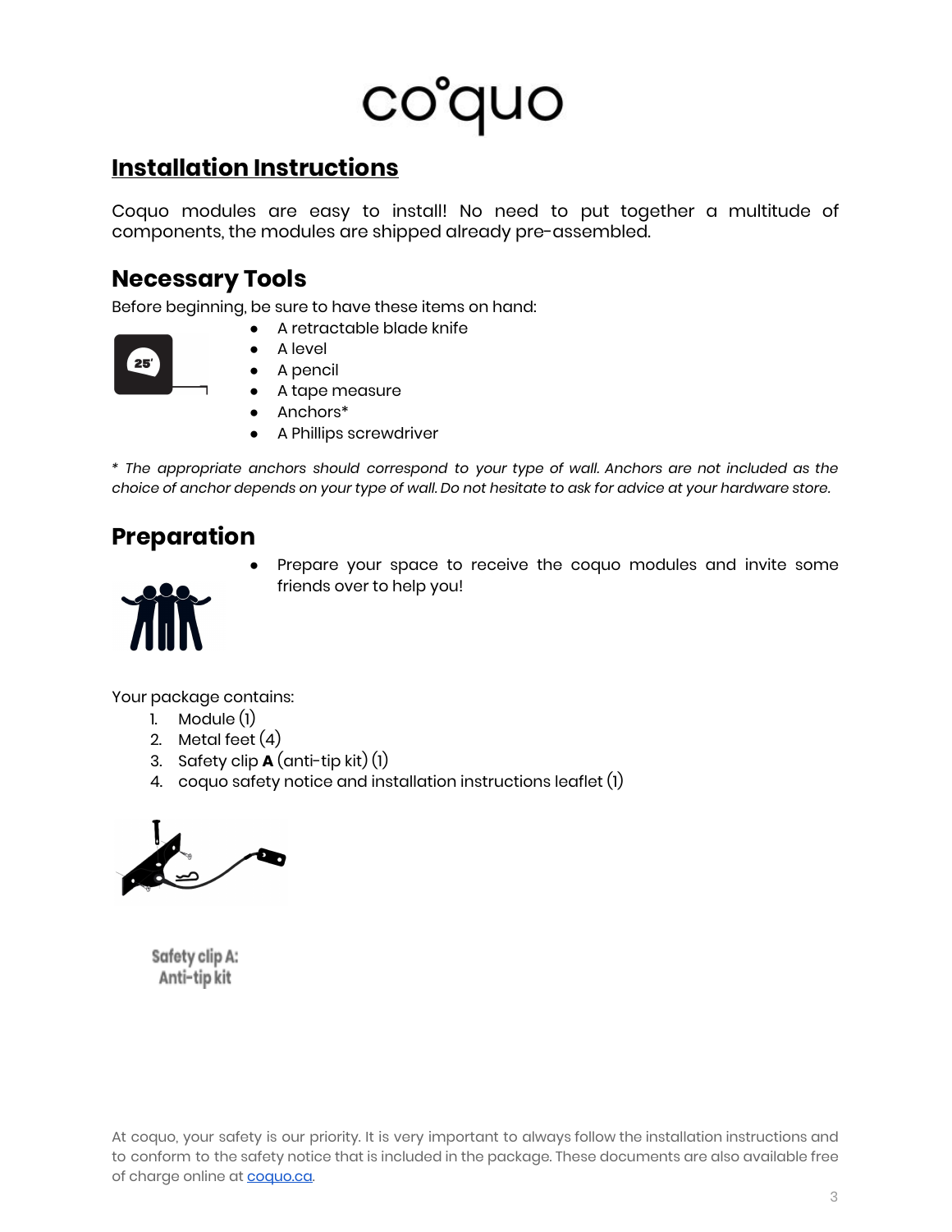# Installation Instructions

Coquo modules are easy to install! No need to put together a multitude of components, the modules are shipped already pre-assembled.

## Necessary Tools

Before beginning, be sure to have these items on hand:

- A retractable blade knife
- A level
- A pencil
- A tape measure
- Anchors*
- A Phillips screwdriver

*\* The appropriate anchors should correspond to your type of wall. Anchors are not included as the choice of anchor depends on your type of wall. Do not hesitate to ask for advice at your hardware store.*

## Preparation

- Prepare your space to receive the coquo modules and invite some friends over to help you!

Your package contains:

1. Module (1)
2. Metal feet (4)
3. Safety clip **A** (anti-tip kit) (1)
4. coquo safety notice and installation instructions leaflet (1)

Safety clip A: Anti-tip kit

At coquo, your safety is our priority. It is very important to always follow the installation instructions and to conform to the safety notice that is included in the package. These documents are also available free of charge online at [coquo.ca](coquo.ca).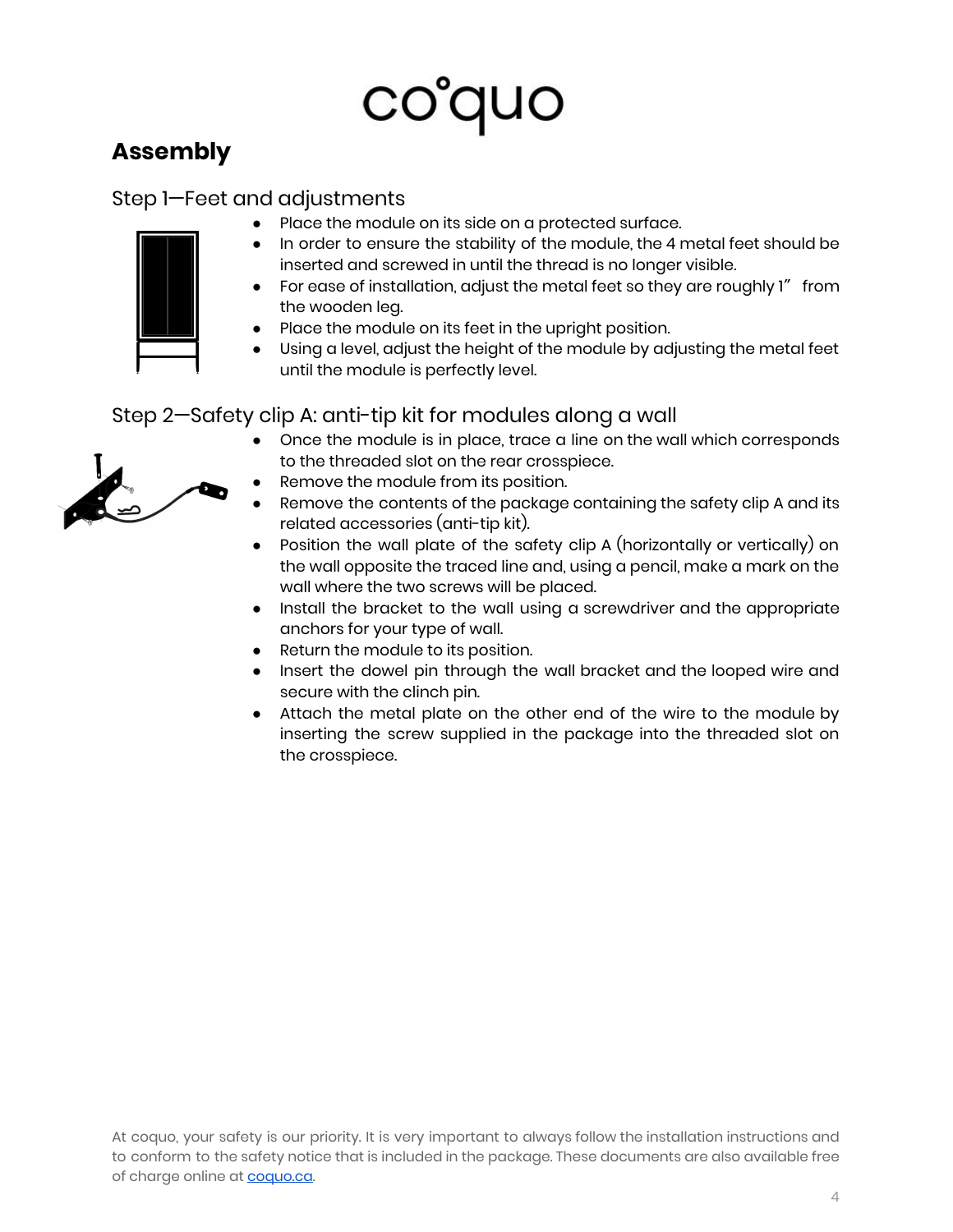# Assembly

## Step 1—Feet and adjustments

- Place the module on its side on a protected surface.
- In order to ensure the stability of the module, the 4 metal feet should be inserted and screwed in until the thread is no longer visible.
- For ease of installation, adjust the metal feet so they are roughly 1″ from the wooden leg.
- Place the module on its feet in the upright position.
- Using a level, adjust the height of the module by adjusting the metal feet until the module is perfectly level.

## Step 2—Safety clip A: anti-tip kit for modules along a wall

- Once the module is in place, trace a line on the wall which corresponds to the threaded slot on the rear crosspiece.
- Remove the module from its position.
- Remove the contents of the package containing the safety clip A and its related accessories (anti-tip kit).
- Position the wall plate of the safety clip A (horizontally or vertically) on the wall opposite the traced line and, using a pencil, make a mark on the wall where the two screws will be placed.
- Install the bracket to the wall using a screwdriver and the appropriate anchors for your type of wall.
- Return the module to its position.
- Insert the dowel pin through the wall bracket and the looped wire and secure with the clinch pin.
- Attach the metal plate on the other end of the wire to the module by inserting the screw supplied in the package into the threaded slot on the crosspiece.

At coquo, your safety is our priority. It is very important to always follow the installation instructions and to conform to the safety notice that is included in the package. These documents are also available free of charge online at coquo.ca.